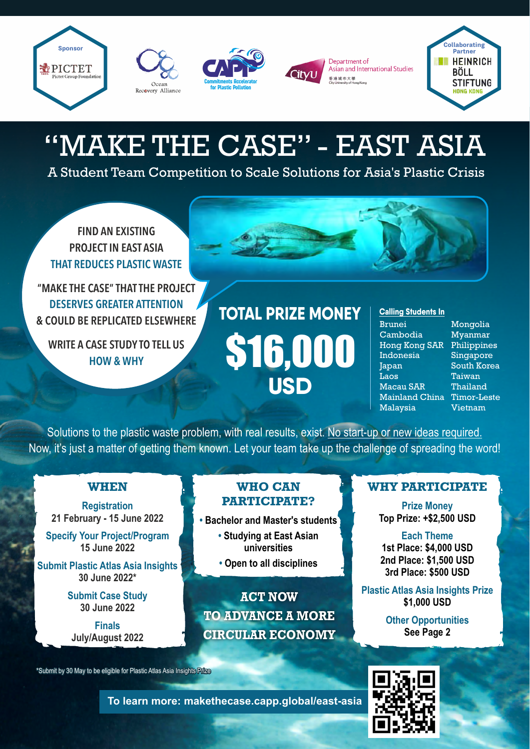Sponsor

PICTET
Pictet Group Foundation

Ocean Recovery Alliance

CAPP
Commitments Accelerator for Plastic Pollution

CityU
Department of Asian and International Studies
香港城市大學
City University of Hong Kong

Collaborating Partner
HEINRICH BÖLL STIFTUNG
HONG KONG

# "MAKE THE CASE" - EAST ASIA

## A Student Team Competition to Scale Solutions for Asia's Plastic Crisis

FIND AN EXISTING PROJECT IN EAST ASIA THAT REDUCES PLASTIC WASTE

"MAKE THE CASE" THAT THE PROJECT DESERVES GREATER ATTENTION & COULD BE REPLICATED ELSEWHERE

WRITE A CASE STUDY TO TELL US HOW & WHY

**TOTAL PRIZE MONEY**

**$16,000 USD**

**Calling Students In**

| | |
|---|---|
| Brunei | Mongolia |
| Cambodia | Myanmar |
| Hong Kong SAR | Philippines |
| Indonesia | Singapore |
| Japan | South Korea |
| Laos | Taiwan |
| Macau SAR | Thailand |
| Mainland China | Timor-Leste |
| Malaysia | Vietnam |

Solutions to the plastic waste problem, with real results, exist. No start-up or new ideas required. Now, it's just a matter of getting them known. Let your team take up the challenge of spreading the word!

### WHEN

**Registration**
21 February - 15 June 2022

**Specify Your Project/Program**
15 June 2022

**Submit Plastic Atlas Asia Insights**
30 June 2022*

**Submit Case Study**
30 June 2022

**Finals**
July/August 2022

### WHO CAN PARTICIPATE?

- Bachelor and Master's students
- Studying at East Asian universities
- Open to all disciplines

**ACT NOW TO ADVANCE A MORE CIRCULAR ECONOMY**

### WHY PARTICIPATE

**Prize Money**
Top Prize: +$2,500 USD

**Each Theme**
1st Place: $4,000 USD
2nd Place: $1,500 USD
3rd Place: $500 USD

**Plastic Atlas Asia Insights Prize**
$1,000 USD

**Other Opportunities**
See Page 2

*Submit by 30 May to be eligible for Plastic Atlas Asia Insights Prize

**To learn more: makethecase.capp.global/east-asia**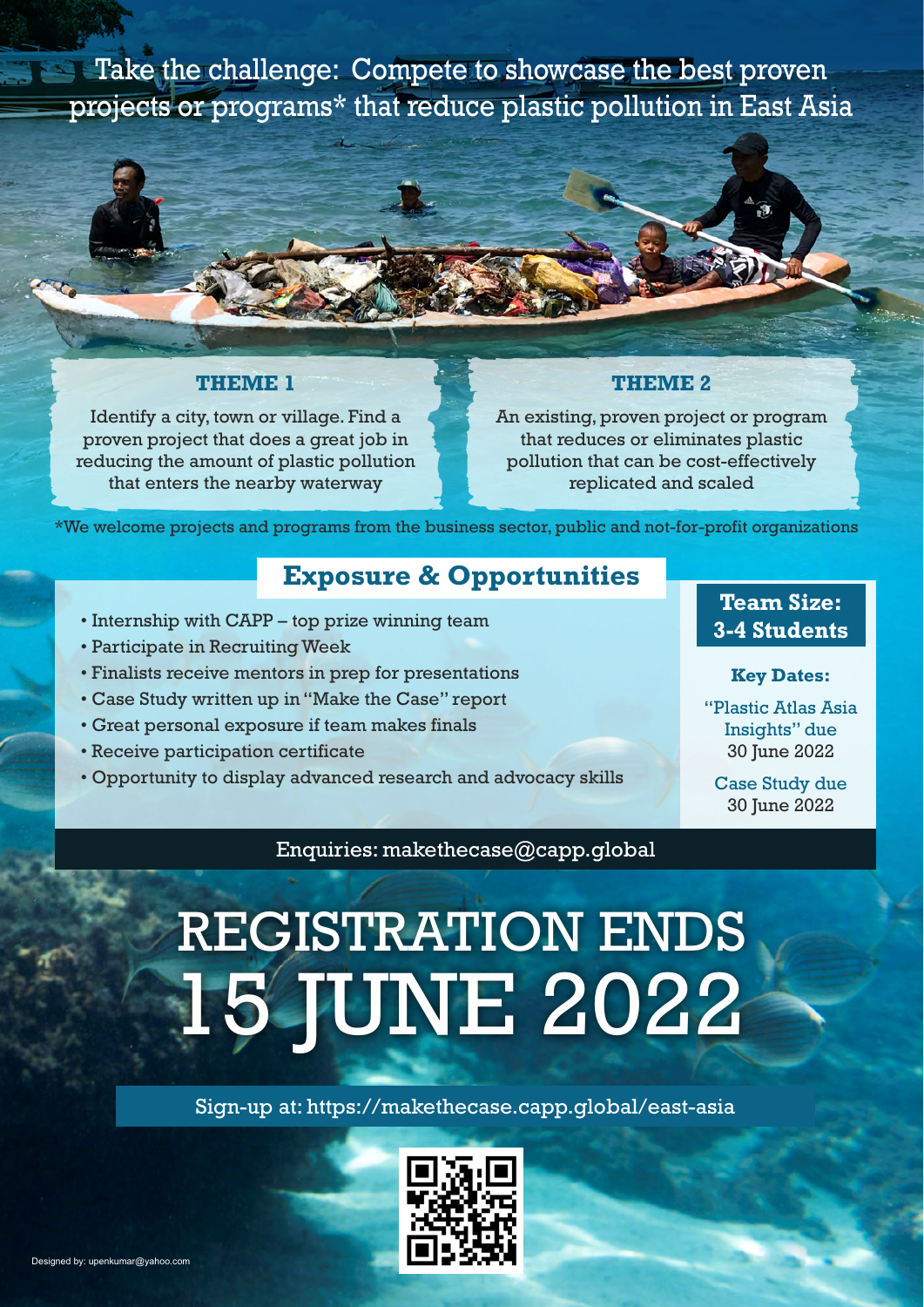Take the challenge: Compete to showcase the best proven projects or programs* that reduce plastic pollution in East Asia

## THEME 1

Identify a city, town or village. Find a proven project that does a great job in reducing the amount of plastic pollution that enters the nearby waterway

## THEME 2

An existing, proven project or program that reduces or eliminates plastic pollution that can be cost-effectively replicated and scaled

*We welcome projects and programs from the business sector, public and not-for-profit organizations

## Exposure & Opportunities

- Internship with CAPP – top prize winning team
- Participate in Recruiting Week
- Finalists receive mentors in prep for presentations
- Case Study written up in "Make the Case" report
- Great personal exposure if team makes finals
- Receive participation certificate
- Opportunity to display advanced research and advocacy skills

**Team Size: 3-4 Students**

**Key Dates:**

"Plastic Atlas Asia Insights" due
30 June 2022

Case Study due
30 June 2022

Enquiries: makethecase@capp.global

# REGISTRATION ENDS 15 JUNE 2022

Sign-up at: https://makethecase.capp.global/east-asia

Designed by: upenkumar@yahoo.com